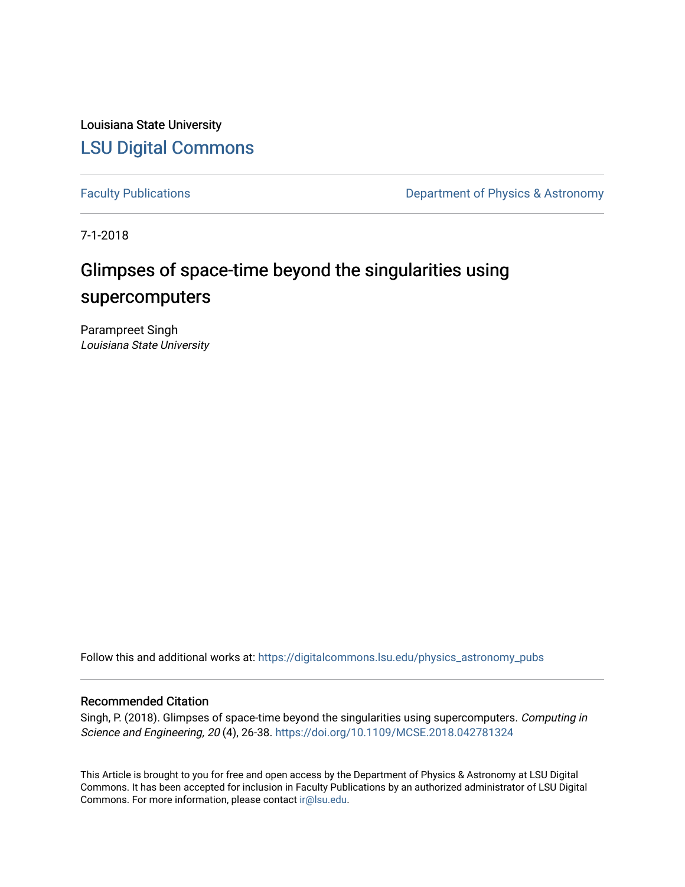Louisiana State University

## LSU Digital Commons

Faculty Publications

Department of Physics & Astronomy

7-1-2018

# Glimpses of space-time beyond the singularities using supercomputers

Parampreet Singh
*Louisiana State University*

Follow this and additional works at: https://digitalcommons.lsu.edu/physics_astronomy_pubs

### Recommended Citation

Singh, P. (2018). Glimpses of space-time beyond the singularities using supercomputers. *Computing in Science and Engineering, 20* (4), 26-38. https://doi.org/10.1109/MCSE.2018.042781324

This Article is brought to you for free and open access by the Department of Physics & Astronomy at LSU Digital Commons. It has been accepted for inclusion in Faculty Publications by an authorized administrator of LSU Digital Commons. For more information, please contact ir@lsu.edu.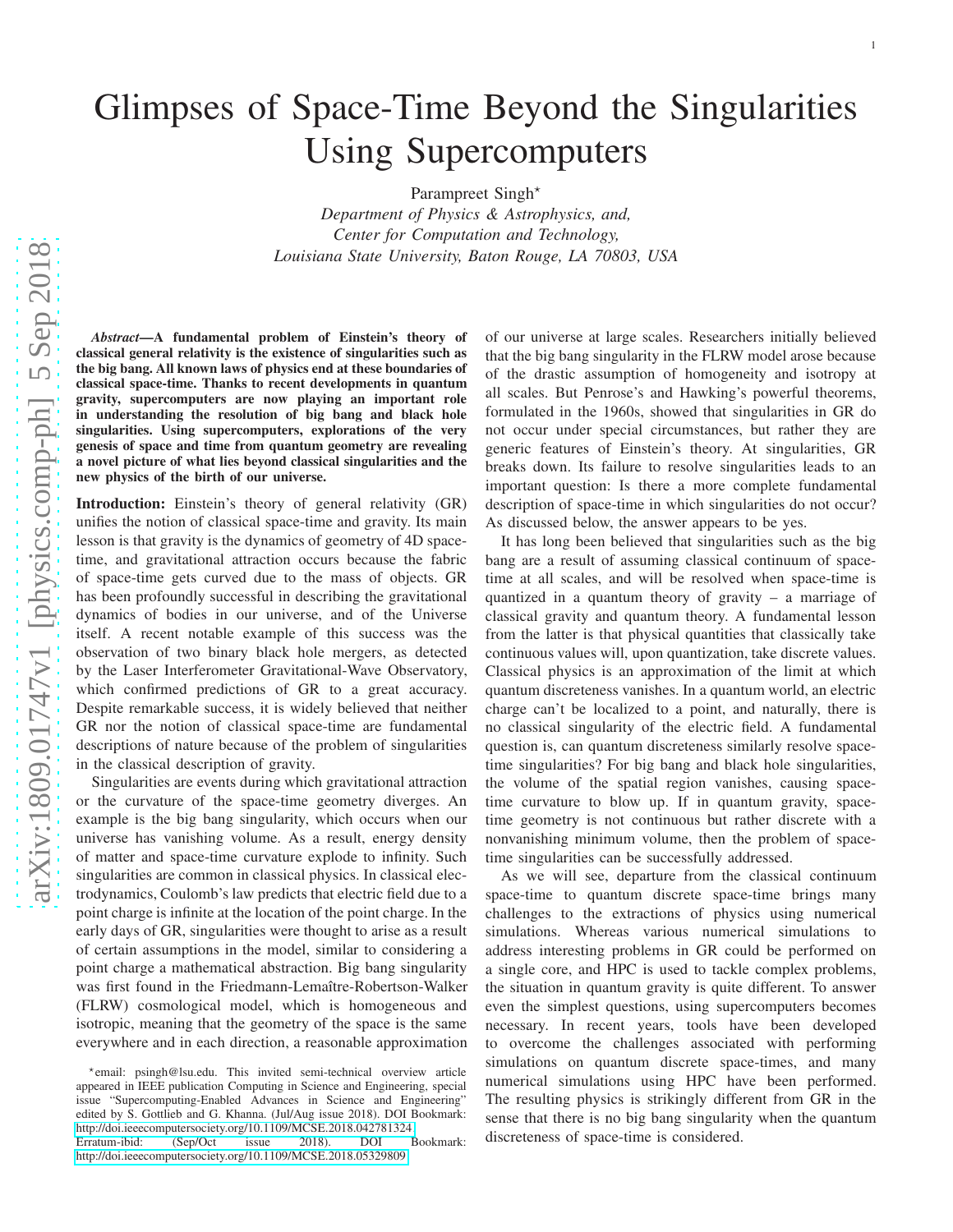# Glimpses of Space-Time Beyond the Singularities Using Supercomputers

Parampreet Singh*

*Department of Physics & Astrophysics, and,*
*Center for Computation and Technology,*
*Louisiana State University, Baton Rouge, LA 70803, USA*

***Abstract*—A fundamental problem of Einstein's theory of classical general relativity is the existence of singularities such as the big bang. All known laws of physics end at these boundaries of classical space-time. Thanks to recent developments in quantum gravity, supercomputers are now playing an important role in understanding the resolution of big bang and black hole singularities. Using supercomputers, explorations of the very genesis of space and time from quantum geometry are revealing a novel picture of what lies beyond classical singularities and the new physics of the birth of our universe.**

**Introduction:** Einstein's theory of general relativity (GR) unifies the notion of classical space-time and gravity. Its main lesson is that gravity is the dynamics of geometry of 4D space-time, and gravitational attraction occurs because the fabric of space-time gets curved due to the mass of objects. GR has been profoundly successful in describing the gravitational dynamics of bodies in our universe, and of the Universe itself. A recent notable example of this success was the observation of two binary black hole mergers, as detected by the Laser Interferometer Gravitational-Wave Observatory, which confirmed predictions of GR to a great accuracy. Despite remarkable success, it is widely believed that neither GR nor the notion of classical space-time are fundamental descriptions of nature because of the problem of singularities in the classical description of gravity.

Singularities are events during which gravitational attraction or the curvature of the space-time geometry diverges. An example is the big bang singularity, which occurs when our universe has vanishing volume. As a result, energy density of matter and space-time curvature explode to infinity. Such singularities are common in classical physics. In classical electrodynamics, Coulomb's law predicts that electric field due to a point charge is infinite at the location of the point charge. In the early days of GR, singularities were thought to arise as a result of certain assumptions in the model, similar to considering a point charge a mathematical abstraction. Big bang singularity was first found in the Friedmann-Lemaître-Robertson-Walker (FLRW) cosmological model, which is homogeneous and isotropic, meaning that the geometry of the space is the same everywhere and in each direction, a reasonable approximation of our universe at large scales. Researchers initially believed that the big bang singularity in the FLRW model arose because of the drastic assumption of homogeneity and isotropy at all scales. But Penrose's and Hawking's powerful theorems, formulated in the 1960s, showed that singularities in GR do not occur under special circumstances, but rather they are generic features of Einstein's theory. At singularities, GR breaks down. Its failure to resolve singularities leads to an important question: Is there a more complete fundamental description of space-time in which singularities do not occur? As discussed below, the answer appears to be yes.

It has long been believed that singularities such as the big bang are a result of assuming classical continuum of space-time at all scales, and will be resolved when space-time is quantized in a quantum theory of gravity – a marriage of classical gravity and quantum theory. A fundamental lesson from the latter is that physical quantities that classically take continuous values will, upon quantization, take discrete values. Classical physics is an approximation of the limit at which quantum discreteness vanishes. In a quantum world, an electric charge can't be localized to a point, and naturally, there is no classical singularity of the electric field. A fundamental question is, can quantum discreteness similarly resolve space-time singularities? For big bang and black hole singularities, the volume of the spatial region vanishes, causing space-time curvature to blow up. If in quantum gravity, space-time geometry is not continuous but rather discrete with a nonvanishing minimum volume, then the problem of space-time singularities can be successfully addressed.

As we will see, departure from the classical continuum space-time to quantum discrete space-time brings many challenges to the extractions of physics using numerical simulations. Whereas various numerical simulations to address interesting problems in GR could be performed on a single core, and HPC is used to tackle complex problems, the situation in quantum gravity is quite different. To answer even the simplest questions, using supercomputers becomes necessary. In recent years, tools have been developed to overcome the challenges associated with performing simulations on quantum discrete space-times, and many numerical simulations using HPC have been performed. The resulting physics is strikingly different from GR in the sense that there is no big bang singularity when the quantum discreteness of space-time is considered.

*email: psingh@lsu.edu. This invited semi-technical overview article appeared in IEEE publication Computing in Science and Engineering, special issue "Supercomputing-Enabled Advances in Science and Engineering" edited by S. Gottlieb and G. Khanna. (Jul/Aug issue 2018). DOI Bookmark: http://doi.ieeecomputersociety.org/10.1109/MCSE.2018.042781324
Erratum-ibid: (Sep/Oct issue 2018). DOI Bookmark: http://doi.ieeecomputersociety.org/10.1109/MCSE.2018.05329809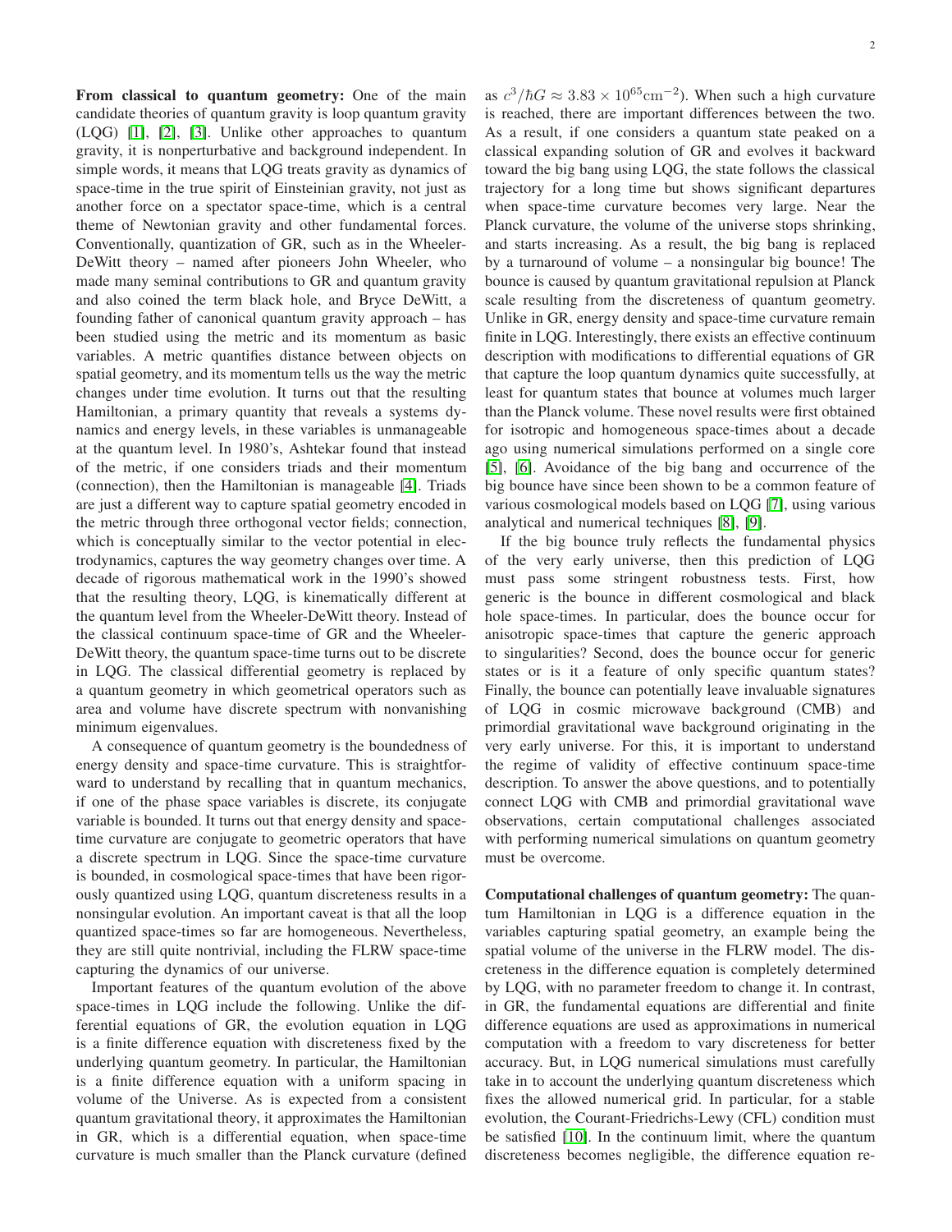**From classical to quantum geometry:** One of the main candidate theories of quantum gravity is loop quantum gravity (LQG) [1], [2], [3]. Unlike other approaches to quantum gravity, it is nonperturbative and background independent. In simple words, it means that LQG treats gravity as dynamics of space-time in the true spirit of Einsteinian gravity, not just as another force on a spectator space-time, which is a central theme of Newtonian gravity and other fundamental forces. Conventionally, quantization of GR, such as in the Wheeler-DeWitt theory – named after pioneers John Wheeler, who made many seminal contributions to GR and quantum gravity and also coined the term black hole, and Bryce DeWitt, a founding father of canonical quantum gravity approach – has been studied using the metric and its momentum as basic variables. A metric quantifies distance between objects on spatial geometry, and its momentum tells us the way the metric changes under time evolution. It turns out that the resulting Hamiltonian, a primary quantity that reveals a systems dynamics and energy levels, in these variables is unmanageable at the quantum level. In 1980's, Ashtekar found that instead of the metric, if one considers triads and their momentum (connection), then the Hamiltonian is manageable [4]. Triads are just a different way to capture spatial geometry encoded in the metric through three orthogonal vector fields; connection, which is conceptually similar to the vector potential in electrodynamics, captures the way geometry changes over time. A decade of rigorous mathematical work in the 1990's showed that the resulting theory, LQG, is kinematically different at the quantum level from the Wheeler-DeWitt theory. Instead of the classical continuum space-time of GR and the Wheeler-DeWitt theory, the quantum space-time turns out to be discrete in LQG. The classical differential geometry is replaced by a quantum geometry in which geometrical operators such as area and volume have discrete spectrum with nonvanishing minimum eigenvalues.

A consequence of quantum geometry is the boundedness of energy density and space-time curvature. This is straightforward to understand by recalling that in quantum mechanics, if one of the phase space variables is discrete, its conjugate variable is bounded. It turns out that energy density and space-time curvature are conjugate to geometric operators that have a discrete spectrum in LQG. Since the space-time curvature is bounded, in cosmological space-times that have been rigorously quantized using LQG, quantum discreteness results in a nonsingular evolution. An important caveat is that all the loop quantized space-times so far are homogeneous. Nevertheless, they are still quite nontrivial, including the FLRW space-time capturing the dynamics of our universe.

Important features of the quantum evolution of the above space-times in LQG include the following. Unlike the differential equations of GR, the evolution equation in LQG is a finite difference equation with discreteness fixed by the underlying quantum geometry. In particular, the Hamiltonian is a finite difference equation with a uniform spacing in volume of the Universe. As is expected from a consistent quantum gravitational theory, it approximates the Hamiltonian in GR, which is a differential equation, when space-time curvature is much smaller than the Planck curvature (defined as $c^3/\hbar G \approx 3.83 \times 10^{65} \mathrm{cm}^{-2}$). When such a high curvature is reached, there are important differences between the two. As a result, if one considers a quantum state peaked on a classical expanding solution of GR and evolves it backward toward the big bang using LQG, the state follows the classical trajectory for a long time but shows significant departures when space-time curvature becomes very large. Near the Planck curvature, the volume of the universe stops shrinking, and starts increasing. As a result, the big bang is replaced by a turnaround of volume – a nonsingular big bounce! The bounce is caused by quantum gravitational repulsion at Planck scale resulting from the discreteness of quantum geometry. Unlike in GR, energy density and space-time curvature remain finite in LQG. Interestingly, there exists an effective continuum description with modifications to differential equations of GR that capture the loop quantum dynamics quite successfully, at least for quantum states that bounce at volumes much larger than the Planck volume. These novel results were first obtained for isotropic and homogeneous space-times about a decade ago using numerical simulations performed on a single core [5], [6]. Avoidance of the big bang and occurrence of the big bounce have since been shown to be a common feature of various cosmological models based on LQG [7], using various analytical and numerical techniques [8], [9].

If the big bounce truly reflects the fundamental physics of the very early universe, then this prediction of LQG must pass some stringent robustness tests. First, how generic is the bounce in different cosmological and black hole space-times. In particular, does the bounce occur for anisotropic space-times that capture the generic approach to singularities? Second, does the bounce occur for generic states or is it a feature of only specific quantum states? Finally, the bounce can potentially leave invaluable signatures of LQG in cosmic microwave background (CMB) and primordial gravitational wave background originating in the very early universe. For this, it is important to understand the regime of validity of effective continuum space-time description. To answer the above questions, and to potentially connect LQG with CMB and primordial gravitational wave observations, certain computational challenges associated with performing numerical simulations on quantum geometry must be overcome.

**Computational challenges of quantum geometry:** The quantum Hamiltonian in LQG is a difference equation in the variables capturing spatial geometry, an example being the spatial volume of the universe in the FLRW model. The discreteness in the difference equation is completely determined by LQG, with no parameter freedom to change it. In contrast, in GR, the fundamental equations are differential and finite difference equations are used as approximations in numerical computation with a freedom to vary discreteness for better accuracy. But, in LQG numerical simulations must carefully take in to account the underlying quantum discreteness which fixes the allowed numerical grid. In particular, for a stable evolution, the Courant-Friedrichs-Lewy (CFL) condition must be satisfied [10]. In the continuum limit, where the quantum discreteness becomes negligible, the difference equation re-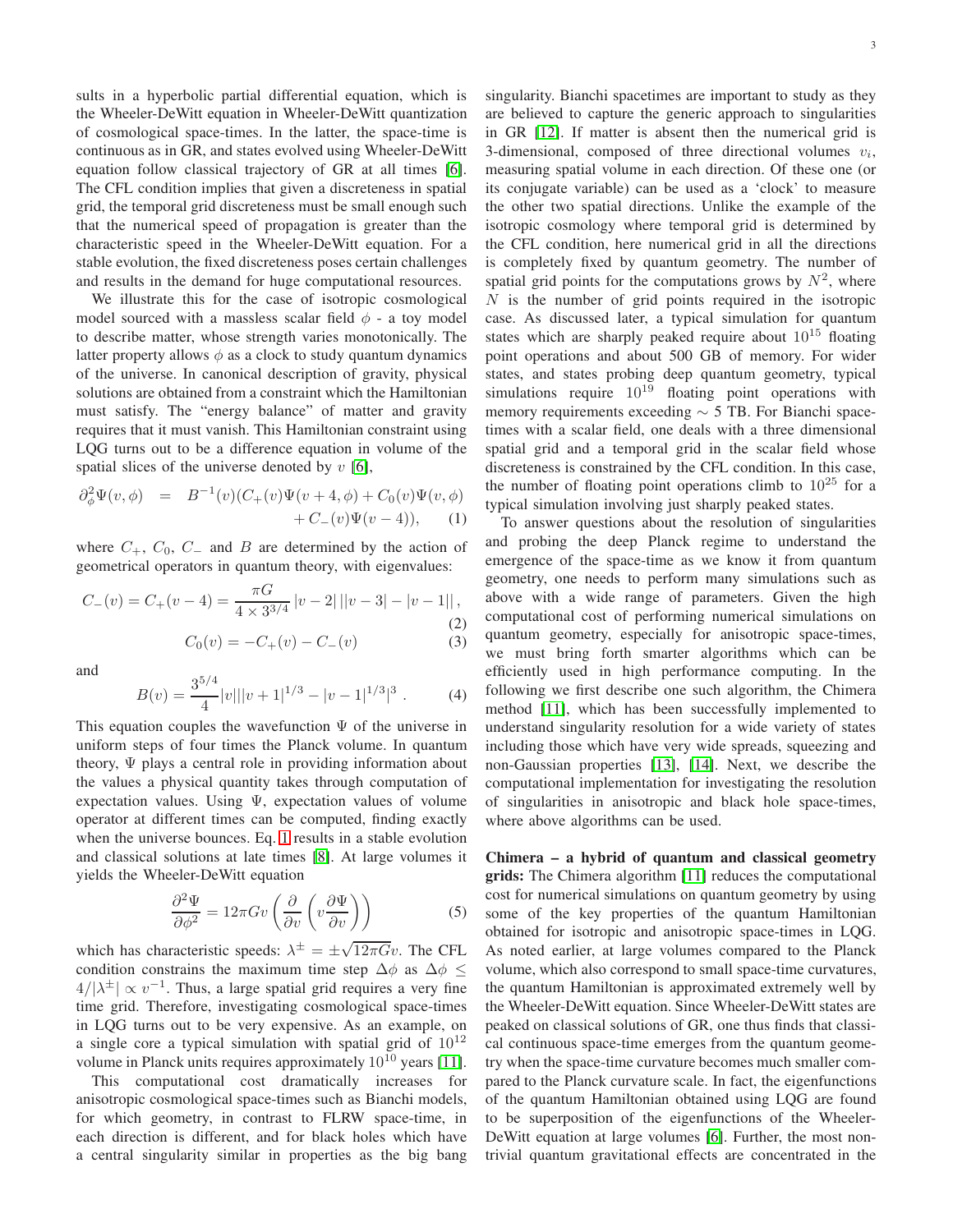sults in a hyperbolic partial differential equation, which is the Wheeler-DeWitt equation in Wheeler-DeWitt quantization of cosmological space-times. In the latter, the space-time is continuous as in GR, and states evolved using Wheeler-DeWitt equation follow classical trajectory of GR at all times [6]. The CFL condition implies that given a discreteness in spatial grid, the temporal grid discreteness must be small enough such that the numerical speed of propagation is greater than the characteristic speed in the Wheeler-DeWitt equation. For a stable evolution, the fixed discreteness poses certain challenges and results in the demand for huge computational resources.

We illustrate this for the case of isotropic cosmological model sourced with a massless scalar field $\phi$ - a toy model to describe matter, whose strength varies monotonically. The latter property allows $\phi$ as a clock to study quantum dynamics of the universe. In canonical description of gravity, physical solutions are obtained from a constraint which the Hamiltonian must satisfy. The "energy balance" of matter and gravity requires that it must vanish. This Hamiltonian constraint using LQG turns out to be a difference equation in volume of the spatial slices of the universe denoted by $v$ [6],

$$\partial_\phi^2 \Psi(v,\phi) = B^{-1}(v)(C_+(v)\Psi(v+4,\phi) + C_0(v)\Psi(v,\phi) + C_-(v)\Psi(v-4)), \qquad (1)$$

where $C_+$, $C_0$, $C_-$ and $B$ are determined by the action of geometrical operators in quantum theory, with eigenvalues:

$$C_-(v) = C_+(v-4) = \frac{\pi G}{4 \times 3^{3/4}} |v-2| \, ||v-3| - |v-1|| \,, \qquad (2)$$

$$C_0(v) = -C_+(v) - C_-(v) \qquad (3)$$

and

$$B(v) = \frac{3^{5/4}}{4} |v| ||v+1|^{1/3} - |v-1|^{1/3}|^3 \,. \qquad (4)$$

This equation couples the wavefunction $\Psi$ of the universe in uniform steps of four times the Planck volume. In quantum theory, $\Psi$ plays a central role in providing information about the values a physical quantity takes through computation of expectation values. Using $\Psi$, expectation values of volume operator at different times can be computed, finding exactly when the universe bounces. Eq. 1 results in a stable evolution and classical solutions at late times [8]. At large volumes it yields the Wheeler-DeWitt equation

$$\frac{\partial^2 \Psi}{\partial \phi^2} = 12\pi G v \left( \frac{\partial}{\partial v} \left( v \frac{\partial \Psi}{\partial v} \right) \right) \qquad (5)$$

which has characteristic speeds: $\lambda^\pm = \pm\sqrt{12\pi G}v$. The CFL condition constrains the maximum time step $\Delta\phi$ as $\Delta\phi \leq 4/|\lambda^\pm| \propto v^{-1}$. Thus, a large spatial grid requires a very fine time grid. Therefore, investigating cosmological space-times in LQG turns out to be very expensive. As an example, on a single core a typical simulation with spatial grid of $10^{12}$ volume in Planck units requires approximately $10^{10}$ years [11].

This computational cost dramatically increases for anisotropic cosmological space-times such as Bianchi models, for which geometry, in contrast to FLRW space-time, in each direction is different, and for black holes which have a central singularity similar in properties as the big bang singularity. Bianchi spacetimes are important to study as they are believed to capture the generic approach to singularities in GR [12]. If matter is absent then the numerical grid is 3-dimensional, composed of three directional volumes $v_i$, measuring spatial volume in each direction. Of these one (or its conjugate variable) can be used as a 'clock' to measure the other two spatial directions. Unlike the example of the isotropic cosmology where temporal grid is determined by the CFL condition, here numerical grid in all the directions is completely fixed by quantum geometry. The number of spatial grid points for the computations grows by $N^2$, where $N$ is the number of grid points required in the isotropic case. As discussed later, a typical simulation for quantum states which are sharply peaked require about $10^{15}$ floating point operations and about 500 GB of memory. For wider states, and states probing deep quantum geometry, typical simulations require $10^{19}$ floating point operations with memory requirements exceeding $\sim 5$ TB. For Bianchi spacetimes with a scalar field, one deals with a three dimensional spatial grid and a temporal grid in the scalar field whose discreteness is constrained by the CFL condition. In this case, the number of floating point operations climb to $10^{25}$ for a typical simulation involving just sharply peaked states.

To answer questions about the resolution of singularities and probing the deep Planck regime to understand the emergence of the space-time as we know it from quantum geometry, one needs to perform many simulations such as above with a wide range of parameters. Given the high computational cost of performing numerical simulations on quantum geometry, especially for anisotropic space-times, we must bring forth smarter algorithms which can be efficiently used in high performance computing. In the following we first describe one such algorithm, the Chimera method [11], which has been successfully implemented to understand singularity resolution for a wide variety of states including those which have very wide spreads, squeezing and non-Gaussian properties [13], [14]. Next, we describe the computational implementation for investigating the resolution of singularities in anisotropic and black hole space-times, where above algorithms can be used.

**Chimera – a hybrid of quantum and classical geometry grids:** The Chimera algorithm [11] reduces the computational cost for numerical simulations on quantum geometry by using some of the key properties of the quantum Hamiltonian obtained for isotropic and anisotropic space-times in LQG. As noted earlier, at large volumes compared to the Planck volume, which also correspond to small space-time curvatures, the quantum Hamiltonian is approximated extremely well by the Wheeler-DeWitt equation. Since Wheeler-DeWitt states are peaked on classical solutions of GR, one thus finds that classical continuous space-time emerges from the quantum geometry when the space-time curvature becomes much smaller compared to the Planck curvature scale. In fact, the eigenfunctions of the quantum Hamiltonian obtained using LQG are found to be superposition of the eigenfunctions of the Wheeler-DeWitt equation at large volumes [6]. Further, the most non-trivial quantum gravitational effects are concentrated in the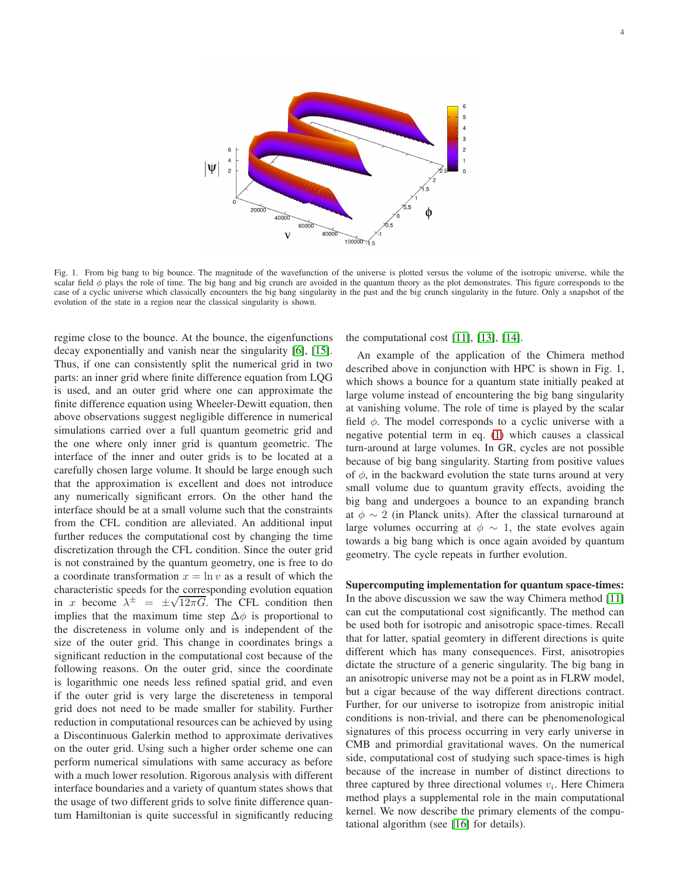Fig. 1. From big bang to big bounce. The magnitude of the wavefunction of the universe is plotted versus the volume of the isotropic universe, while the scalar field $\phi$ plays the role of time. The big bang and big crunch are avoided in the quantum theory as the plot demonstrates. This figure corresponds to the case of a cyclic universe which classically encounters the big bang singularity in the past and the big crunch singularity in the future. Only a snapshot of the evolution of the state in a region near the classical singularity is shown.

regime close to the bounce. At the bounce, the eigenfunctions decay exponentially and vanish near the singularity [6], [15]. Thus, if one can consistently split the numerical grid in two parts: an inner grid where finite difference equation from LQG is used, and an outer grid where one can approximate the finite difference equation using Wheeler-Dewitt equation, then above observations suggest negligible difference in numerical simulations carried over a full quantum geometric grid and the one where only inner grid is quantum geometric. The interface of the inner and outer grids is to be located at a carefully chosen large volume. It should be large enough such that the approximation is excellent and does not introduce any numerically significant errors. On the other hand the interface should be at a small volume such that the constraints from the CFL condition are alleviated. An additional input further reduces the computational cost by changing the time discretization through the CFL condition. Since the outer grid is not constrained by the quantum geometry, one is free to do a coordinate transformation $x = \ln v$ as a result of which the characteristic speeds for the corresponding evolution equation in $x$ become $\lambda^{\pm} = \pm\sqrt{12\pi G}$. The CFL condition then implies that the maximum time step $\Delta\phi$ is proportional to the discreteness in volume only and is independent of the size of the outer grid. This change in coordinates brings a significant reduction in the computational cost because of the following reasons. On the outer grid, since the coordinate is logarithmic one needs less refined spatial grid, and even if the outer grid is very large the discreteness in temporal grid does not need to be made smaller for stability. Further reduction in computational resources can be achieved by using a Discontinuous Galerkin method to approximate derivatives on the outer grid. Using such a higher order scheme one can perform numerical simulations with same accuracy as before with a much lower resolution. Rigorous analysis with different interface boundaries and a variety of quantum states shows that the usage of two different grids to solve finite difference quantum Hamiltonian is quite successful in significantly reducing the computational cost [11], [13], [14].

An example of the application of the Chimera method described above in conjunction with HPC is shown in Fig. 1, which shows a bounce for a quantum state initially peaked at large volume instead of encountering the big bang singularity at vanishing volume. The role of time is played by the scalar field $\phi$. The model corresponds to a cyclic universe with a negative potential term in eq. (1) which causes a classical turn-around at large volumes. In GR, cycles are not possible because of big bang singularity. Starting from positive values of $\phi$, in the backward evolution the state turns around at very small volume due to quantum gravity effects, avoiding the big bang and undergoes a bounce to an expanding branch at $\phi \sim 2$ (in Planck units). After the classical turnaround at large volumes occurring at $\phi \sim 1$, the state evolves again towards a big bang which is once again avoided by quantum geometry. The cycle repeats in further evolution.

**Supercomputing implementation for quantum space-times:** In the above discussion we saw the way Chimera method [11] can cut the computational cost significantly. The method can be used both for isotropic and anisotropic space-times. Recall that for latter, spatial geomtery in different directions is quite different which has many consequences. First, anisotropies dictate the structure of a generic singularity. The big bang in an anisotropic universe may not be a point as in FLRW model, but a cigar because of the way different directions contract. Further, for our universe to isotropize from anistropic initial conditions is non-trivial, and there can be phenomenological signatures of this process occurring in very early universe in CMB and primordial gravitational waves. On the numerical side, computational cost of studying such space-times is high because of the increase in number of distinct directions to three captured by three directional volumes $v_i$. Here Chimera method plays a supplemental role in the main computational kernel. We now describe the primary elements of the computational algorithm (see [16] for details).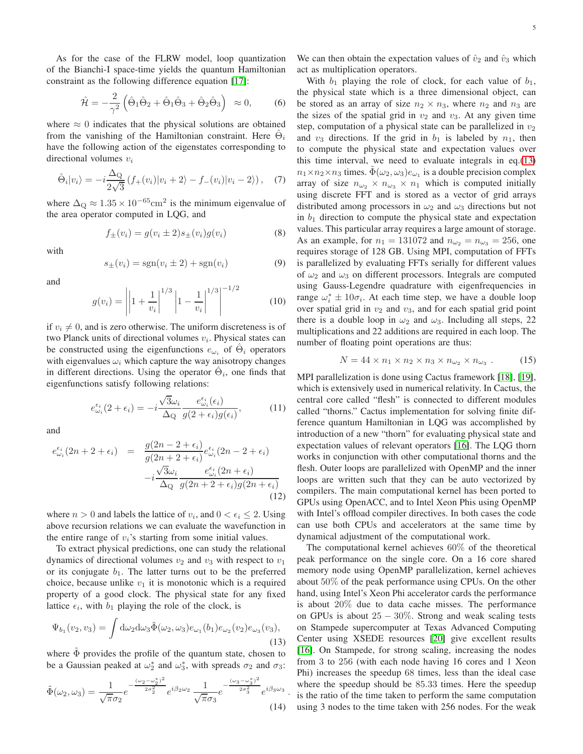As for the case of the FLRW model, loop quantization of the Bianchi-I space-time yields the quantum Hamiltonian constraint as the following difference equation [17]:

$$\hat{\mathcal{H}} = -\frac{2}{\gamma^2}\left(\hat{\Theta}_1\hat{\Theta}_2 + \hat{\Theta}_1\hat{\Theta}_3 + \hat{\Theta}_2\hat{\Theta}_3\right) \approx 0, \quad (6)$$

where $\approx 0$ indicates that the physical solutions are obtained from the vanishing of the Hamiltonian constraint. Here $\hat{\Theta}_i$ have the following action of the eigenstates corresponding to directional volumes $v_i$

$$\hat{\Theta}_i|v_i\rangle = -i\frac{\Delta_{\rm Q}}{2\sqrt{3}}\left(f_+(v_i)|v_i+2\rangle - f_-(v_i)|v_i-2\rangle\right), \quad (7)$$

where $\Delta_{\rm Q} \approx 1.35 \times 10^{-65}{\rm cm}^2$ is the minimum eigenvalue of the area operator computed in LQG, and

$$f_\pm(v_i) = g(v_i \pm 2)s_\pm(v_i)g(v_i) \quad (8)$$

with

$$s_\pm(v_i) = {\rm sgn}(v_i \pm 2) + {\rm sgn}(v_i) \quad (9)$$

and

$$g(v_i) = \left|\left|1+\frac{1}{v_i}\right|^{1/3}\left|1-\frac{1}{v_i}\right|^{1/3}\right|^{-1/2} \quad (10)$$

if $v_i \neq 0$, and is zero otherwise. The uniform discreteness is of two Planck units of directional volumes $v_i$. Physical states can be constructed using the eigenfunctions $e_{\omega_i}$ of $\hat{\Theta}_i$ operators with eigenvalues $\omega_i$ which capture the way anisotropy changes in different directions. Using the operator $\hat{\Theta}_i$, one finds that eigenfunctions satisfy following relations:

$$e^{\epsilon_i}_{\omega_i}(2+\epsilon_i) = -i\frac{\sqrt{3}\omega_i}{\Delta_{\rm Q}}\frac{e^{\epsilon_i}_{\omega_i}(\epsilon_i)}{g(2+\epsilon_i)g(\epsilon_i)}, \quad (11)$$

and

$$\begin{aligned} e^{\epsilon_i}_{\omega_i}(2n+2+\epsilon_i) &= \frac{g(2n-2+\epsilon_i)}{g(2n+2+\epsilon_i)}e^{\epsilon_i}_{\omega_i}(2n-2+\epsilon_i) \\ &\quad -i\frac{\sqrt{3}\omega_i}{\Delta_{\rm Q}}\frac{e^{\epsilon_i}_{\omega_i}(2n+\epsilon_i)}{g(2n+2+\epsilon_i)g(2n+\epsilon_i)} \end{aligned} \quad (12)$$

where $n > 0$ and labels the lattice of $v_i$, and $0 < \epsilon_i \leq 2$. Using above recursion relations we can evaluate the wavefunction in the entire range of $v_i$'s starting from some initial values.

To extract physical predictions, one can study the relational dynamics of directional volumes $v_2$ and $v_3$ with respect to $v_1$ or its conjugate $b_1$. The latter turns out to be the preferred choice, because unlike $v_1$ it is monotonic which is a required property of a good clock. The physical state for any fixed lattice $\epsilon_i$, with $b_1$ playing the role of the clock, is

$$\Psi_{b_1}(v_2,v_3) = \int {\rm d}\omega_2{\rm d}\omega_3\tilde{\Phi}(\omega_2,\omega_3)e_{\omega_1}(b_1)e_{\omega_2}(v_2)e_{\omega_3}(v_3), \quad (13)$$

where $\tilde{\Phi}$ provides the profile of the quantum state, chosen to be a Gaussian peaked at $\omega_2^*$ and $\omega_3^*$, with spreads $\sigma_2$ and $\sigma_3$:

$$\tilde{\Phi}(\omega_2,\omega_3) = \frac{1}{\sqrt{\pi}\sigma_2}e^{-\frac{(\omega_2-\omega_2^*)^2}{2\sigma_2^2}}e^{i\beta_2\omega_2}\,\frac{1}{\sqrt{\pi}\sigma_3}e^{-\frac{(\omega_3-\omega_3^*)^2}{2\sigma_3^2}}e^{i\beta_3\omega_3}\,. \quad (14)$$

We can then obtain the expectation values of $\hat{v}_2$ and $\hat{v}_3$ which act as multiplication operators.

With $b_1$ playing the role of clock, for each value of $b_1$, the physical state which is a three dimensional object, can be stored as an array of size $n_2 \times n_3$, where $n_2$ and $n_3$ are the sizes of the spatial grid in $v_2$ and $v_3$. At any given time step, computation of a physical state can be parallelized in $v_2$ and $v_3$ directions. If the grid in $b_1$ is labeled by $n_1$, then to compute the physical state and expectation values over this time interval, we need to evaluate integrals in eq.(13) $n_1 \times n_2 \times n_3$ times. $\tilde{\Phi}(\omega_2,\omega_3)e_{\omega_1}$ is a double precision complex array of size $n_{\omega_2} \times n_{\omega_3} \times n_1$ which is computed initially using discrete FFT and is stored as a vector of grid arrays distributed among processors in $\omega_2$ and $\omega_3$ directions but not in $b_1$ direction to compute the physical state and expectation values. This particular array requires a large amount of storage. As an example, for $n_1 = 131072$ and $n_{\omega_2} = n_{\omega_3} = 256$, one requires storage of 128 GB. Using MPI, computation of FFTs is parallelized by evaluating FFTs serially for different values of $\omega_2$ and $\omega_3$ on different processors. Integrals are computed using Gauss-Legendre quadrature with eigenfrequencies in range $\omega_i^* \pm 10\sigma_i$. At each time step, we have a double loop over spatial grid in $v_2$ and $v_3$, and for each spatial grid point there is a double loop in $\omega_2$ and $\omega_3$. Including all steps, 22 multiplications and 22 additions are required in each loop. The number of floating point operations are thus:

$$N = 44 \times n_1 \times n_2 \times n_3 \times n_{\omega_2} \times n_{\omega_3}\,. \quad (15)$$

MPI parallelization is done using Cactus framework [18], [19], which is extensively used in numerical relativity. In Cactus, the central core called "flesh" is connected to different modules called "thorns." Cactus implementation for solving finite difference quantum Hamiltonian in LQG was accomplished by introduction of a new "thorn" for evaluating physical state and expectation values of relevant operators [16]. The LQG thorn works in conjunction with other computational thorns and the flesh. Outer loops are parallelized with OpenMP and the inner loops are written such that they can be auto vectorized by compilers. The main computational kernel has been ported to GPUs using OpenACC, and to Intel Xeon Phis using OpenMP with Intel's offload compiler directives. In both cases the code can use both CPUs and accelerators at the same time by dynamical adjustment of the computational work.

The computational kernel achieves 60% of the theoretical peak performance on the single core. On a 16 core shared memory node using OpenMP parallelization, kernel achieves about 50% of the peak performance using CPUs. On the other hand, using Intel's Xeon Phi accelerator cards the performance is about 20% due to data cache misses. The performance on GPUs is about 25 − 30%. Strong and weak scaling tests on Stampede supercomputer at Texas Advanced Computing Center using XSEDE resources [20] give excellent results [16]. On Stampede, for strong scaling, increasing the nodes from 3 to 256 (with each node having 16 cores and 1 Xeon Phi) increases the speedup 68 times, less than the ideal case where the speedup should be 85.33 times. Here the speedup is the ratio of the time taken to perform the same computation using 3 nodes to the time taken with 256 nodes. For the weak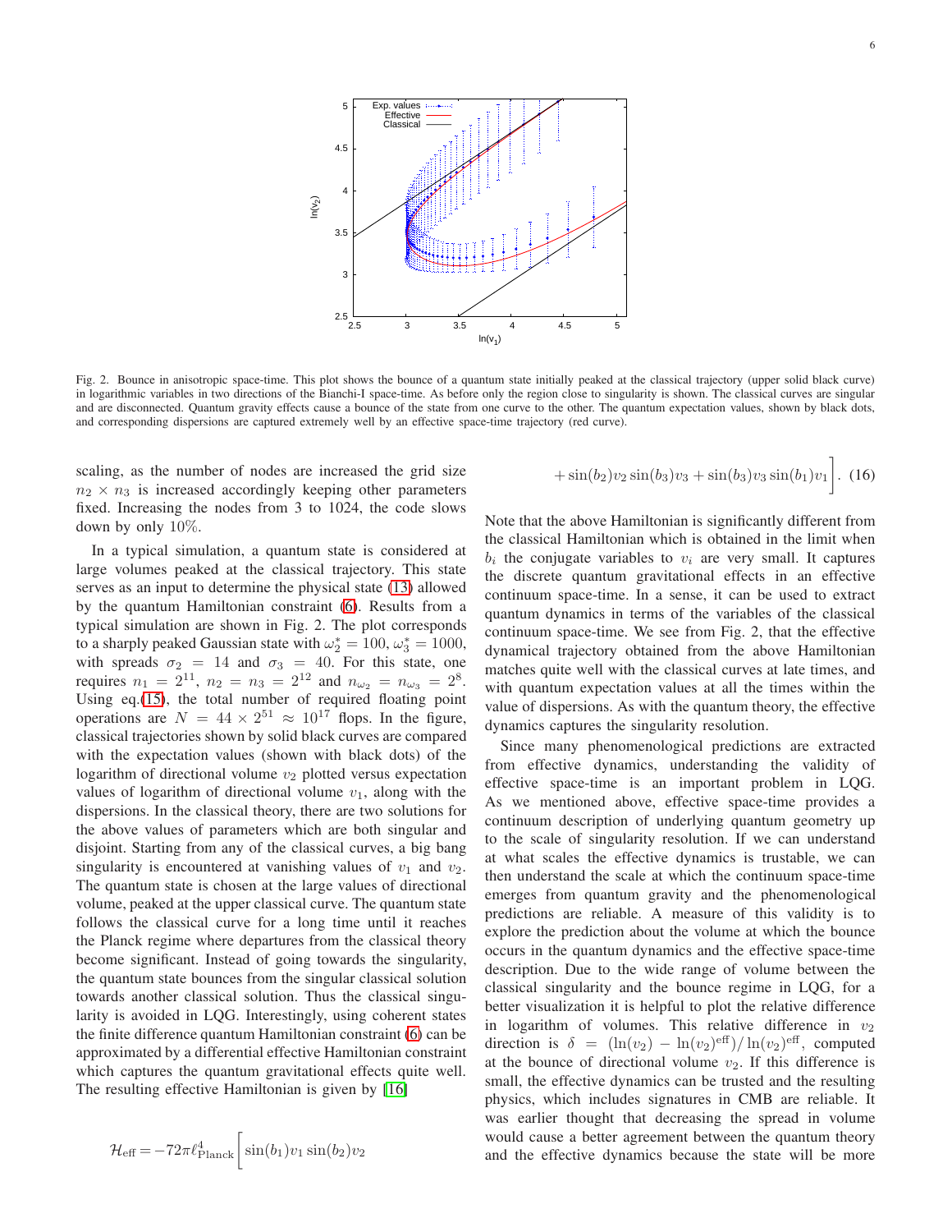Fig. 2. Bounce in anisotropic space-time. This plot shows the bounce of a quantum state initially peaked at the classical trajectory (upper solid black curve) in logarithmic variables in two directions of the Bianchi-I space-time. As before only the region close to singularity is shown. The classical curves are singular and are disconnected. Quantum gravity effects cause a bounce of the state from one curve to the other. The quantum expectation values, shown by black dots, and corresponding dispersions are captured extremely well by an effective space-time trajectory (red curve).

scaling, as the number of nodes are increased the grid size $n_2 \times n_3$ is increased accordingly keeping other parameters fixed. Increasing the nodes from 3 to 1024, the code slows down by only 10%.

In a typical simulation, a quantum state is considered at large volumes peaked at the classical trajectory. This state serves as an input to determine the physical state (13) allowed by the quantum Hamiltonian constraint (6). Results from a typical simulation are shown in Fig. 2. The plot corresponds to a sharply peaked Gaussian state with $\omega_2^* = 100$, $\omega_3^* = 1000$, with spreads $\sigma_2 = 14$ and $\sigma_3 = 40$. For this state, one requires $n_1 = 2^{11}$, $n_2 = n_3 = 2^{12}$ and $n_{\omega_2} = n_{\omega_3} = 2^8$. Using eq.(15), the total number of required floating point operations are $N = 44 \times 2^{51} \approx 10^{17}$ flops. In the figure, classical trajectories shown by solid black curves are compared with the expectation values (shown with black dots) of the logarithm of directional volume $v_2$ plotted versus expectation values of logarithm of directional volume $v_1$, along with the dispersions. In the classical theory, there are two solutions for the above values of parameters which are both singular and disjoint. Starting from any of the classical curves, a big bang singularity is encountered at vanishing values of $v_1$ and $v_2$. The quantum state is chosen at the large values of directional volume, peaked at the upper classical curve. The quantum state follows the classical curve for a long time until it reaches the Planck regime where departures from the classical theory become significant. Instead of going towards the singularity, the quantum state bounces from the singular classical solution towards another classical solution. Thus the classical singularity is avoided in LQG. Interestingly, using coherent states the finite difference quantum Hamiltonian constraint (6) can be approximated by a differential effective Hamiltonian constraint which captures the quantum gravitational effects quite well. The resulting effective Hamiltonian is given by [16]

$$\mathcal{H}_{\text{eff}} = -72\pi\ell_{\text{Planck}}^4 \Big[ \sin(b_1)v_1 \sin(b_2)v_2 + \sin(b_2)v_2 \sin(b_3)v_3 + \sin(b_3)v_3 \sin(b_1)v_1 \Big]. \quad (16)$$

Note that the above Hamiltonian is significantly different from the classical Hamiltonian which is obtained in the limit when $b_i$ the conjugate variables to $v_i$ are very small. It captures the discrete quantum gravitational effects in an effective continuum space-time. In a sense, it can be used to extract quantum dynamics in terms of the variables of the classical continuum space-time. We see from Fig. 2, that the effective dynamical trajectory obtained from the above Hamiltonian matches quite well with the classical curves at late times, and with quantum expectation values at all the times within the value of dispersions. As with the quantum theory, the effective dynamics captures the singularity resolution.

Since many phenomenological predictions are extracted from effective dynamics, understanding the validity of effective space-time is an important problem in LQG. As we mentioned above, effective space-time provides a continuum description of underlying quantum geometry up to the scale of singularity resolution. If we can understand at what scales the effective dynamics is trustable, we can then understand the scale at which the continuum space-time emerges from quantum gravity and the phenomenological predictions are reliable. A measure of this validity is to explore the prediction about the volume at which the bounce occurs in the quantum dynamics and the effective space-time description. Due to the wide range of volume between the classical singularity and the bounce regime in LQG, for a better visualization it is helpful to plot the relative difference in logarithm of volumes. This relative difference in $v_2$ direction is $\delta = (\ln(v_2) - \ln(v_2)^{\text{eff}})/\ln(v_2)^{\text{eff}}$, computed at the bounce of directional volume $v_2$. If this difference is small, the effective dynamics can be trusted and the resulting physics, which includes signatures in CMB are reliable. It was earlier thought that decreasing the spread in volume would cause a better agreement between the quantum theory and the effective dynamics because the state will be more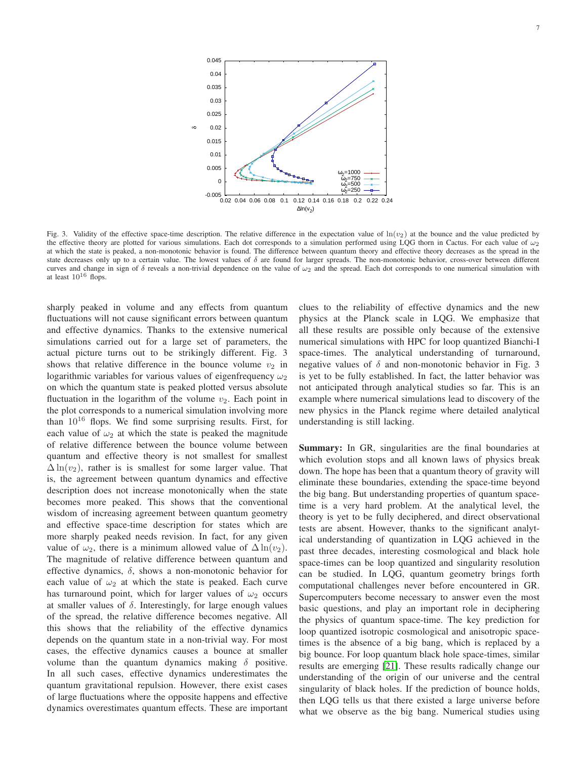Fig. 3. Validity of the effective space-time description. The relative difference in the expectation value of $\ln(v_2)$ at the bounce and the value predicted by the effective theory are plotted for various simulations. Each dot corresponds to a simulation performed using LQG thorn in Cactus. For each value of $\omega_2$ at which the state is peaked, a non-monotonic behavior is found. The difference between quantum theory and effective theory decreases as the spread in the state decreases only up to a certain value. The lowest values of $\delta$ are found for larger spreads. The non-monotonic behavior, cross-over between different curves and change in sign of $\delta$ reveals a non-trivial dependence on the value of $\omega_2$ and the spread. Each dot corresponds to one numerical simulation with at least $10^{16}$ flops.

sharply peaked in volume and any effects from quantum fluctuations will not cause significant errors between quantum and effective dynamics. Thanks to the extensive numerical simulations carried out for a large set of parameters, the actual picture turns out to be strikingly different. Fig. 3 shows that relative difference in the bounce volume $v_2$ in logarithmic variables for various values of eigenfrequency $\omega_2$ on which the quantum state is peaked plotted versus absolute fluctuation in the logarithm of the volume $v_2$. Each point in the plot corresponds to a numerical simulation involving more than $10^{16}$ flops. We find some surprising results. First, for each value of $\omega_2$ at which the state is peaked the magnitude of relative difference between the bounce volume between quantum and effective theory is not smallest for smallest $\Delta \ln(v_2)$, rather is is smallest for some larger value. That is, the agreement between quantum dynamics and effective description does not increase monotonically when the state becomes more peaked. This shows that the conventional wisdom of increasing agreement between quantum geometry and effective space-time description for states which are more sharply peaked needs revision. In fact, for any given value of $\omega_2$, there is a minimum allowed value of $\Delta \ln(v_2)$. The magnitude of relative difference between quantum and effective dynamics, $\delta$, shows a non-monotonic behavior for each value of $\omega_2$ at which the state is peaked. Each curve has turnaround point, which for larger values of $\omega_2$ occurs at smaller values of $\delta$. Interestingly, for large enough values of the spread, the relative difference becomes negative. All this shows that the reliability of the effective dynamics depends on the quantum state in a non-trivial way. For most cases, the effective dynamics causes a bounce at smaller volume than the quantum dynamics making $\delta$ positive. In all such cases, effective dynamics underestimates the quantum gravitational repulsion. However, there exist cases of large fluctuations where the opposite happens and effective dynamics overestimates quantum effects. These are important clues to the reliability of effective dynamics and the new physics at the Planck scale in LQG. We emphasize that all these results are possible only because of the extensive numerical simulations with HPC for loop quantized Bianchi-I space-times. The analytical understanding of turnaround, negative values of $\delta$ and non-monotonic behavior in Fig. 3 is yet to be fully established. In fact, the latter behavior was not anticipated through analytical studies so far. This is an example where numerical simulations lead to discovery of the new physics in the Planck regime where detailed analytical understanding is still lacking.

**Summary:** In GR, singularities are the final boundaries at which evolution stops and all known laws of physics break down. The hope has been that a quantum theory of gravity will eliminate these boundaries, extending the space-time beyond the big bang. But understanding properties of quantum space-time is a very hard problem. At the analytical level, the theory is yet to be fully deciphered, and direct observational tests are absent. However, thanks to the significant analytical understanding of quantization in LQG achieved in the past three decades, interesting cosmological and black hole space-times can be loop quantized and singularity resolution can be studied. In LQG, quantum geometry brings forth computational challenges never before encountered in GR. Supercomputers become necessary to answer even the most basic questions, and play an important role in deciphering the physics of quantum space-time. The key prediction for loop quantized isotropic cosmological and anisotropic space-times is the absence of a big bang, which is replaced by a big bounce. For loop quantum black hole space-times, similar results are emerging [21]. These results radically change our understanding of the origin of our universe and the central singularity of black holes. If the prediction of bounce holds, then LQG tells us that there existed a large universe before what we observe as the big bang. Numerical studies using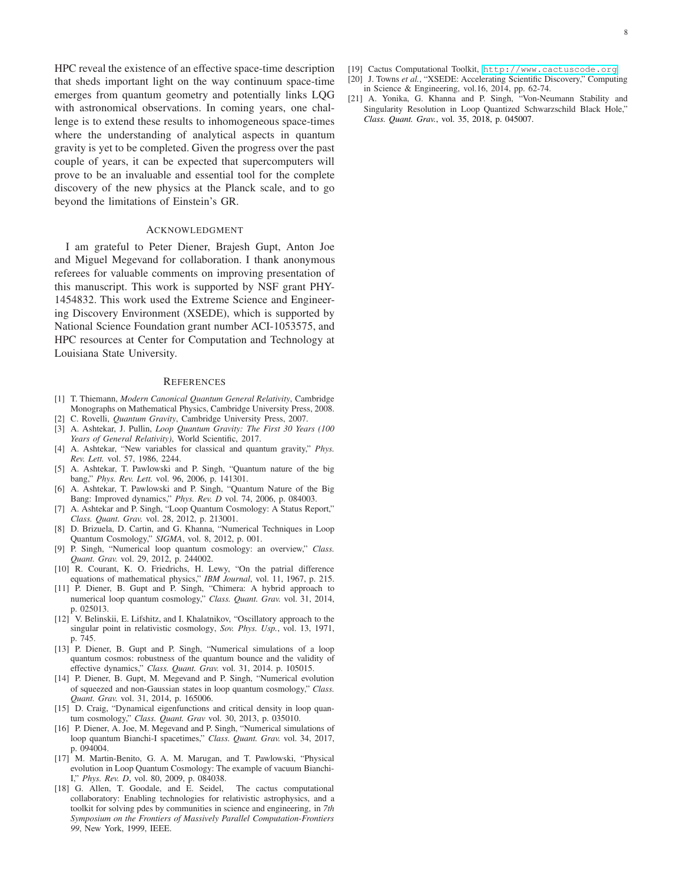HPC reveal the existence of an effective space-time description that sheds important light on the way continuum space-time emerges from quantum geometry and potentially links LQG with astronomical observations. In coming years, one challenge is to extend these results to inhomogeneous space-times where the understanding of analytical aspects in quantum gravity is yet to be completed. Given the progress over the past couple of years, it can be expected that supercomputers will prove to be an invaluable and essential tool for the complete discovery of the new physics at the Planck scale, and to go beyond the limitations of Einstein's GR.

## Acknowledgment

I am grateful to Peter Diener, Brajesh Gupt, Anton Joe and Miguel Megevand for collaboration. I thank anonymous referees for valuable comments on improving presentation of this manuscript. This work is supported by NSF grant PHY-1454832. This work used the Extreme Science and Engineering Discovery Environment (XSEDE), which is supported by National Science Foundation grant number ACI-1053575, and HPC resources at Center for Computation and Technology at Louisiana State University.

## References

[1] T. Thiemann, *Modern Canonical Quantum General Relativity*, Cambridge Monographs on Mathematical Physics, Cambridge University Press, 2008.

[2] C. Rovelli, *Quantum Gravity*, Cambridge University Press, 2007.

[3] A. Ashtekar, J. Pullin, *Loop Quantum Gravity: The First 30 Years (100 Years of General Relativity)*, World Scientific, 2017.

[4] A. Ashtekar, "New variables for classical and quantum gravity," *Phys. Rev. Lett.* vol. 57, 1986, 2244.

[5] A. Ashtekar, T. Pawlowski and P. Singh, "Quantum nature of the big bang," *Phys. Rev. Lett.* vol. 96, 2006, p. 141301.

[6] A. Ashtekar, T. Pawlowski and P. Singh, "Quantum Nature of the Big Bang: Improved dynamics," *Phys. Rev. D* vol. 74, 2006, p. 084003.

[7] A. Ashtekar and P. Singh, "Loop Quantum Cosmology: A Status Report," *Class. Quant. Grav.* vol. 28, 2012, p. 213001.

[8] D. Brizuela, D. Cartin, and G. Khanna, "Numerical Techniques in Loop Quantum Cosmology," *SIGMA*, vol. 8, 2012, p. 001.

[9] P. Singh, "Numerical loop quantum cosmology: an overview," *Class. Quant. Grav.* vol. 29, 2012, p. 244002.

[10] R. Courant, K. O. Friedrichs, H. Lewy, "On the patrial difference equations of mathematical physics," *IBM Journal*, vol. 11, 1967, p. 215.

[11] P. Diener, B. Gupt and P. Singh, "Chimera: A hybrid approach to numerical loop quantum cosmology," *Class. Quant. Grav.* vol. 31, 2014, p. 025013.

[12] V. Belinskii, E. Lifshitz, and I. Khalatnikov, "Oscillatory approach to the singular point in relativistic cosmology, *Sov. Phys. Usp.*, vol. 13, 1971, p. 745.

[13] P. Diener, B. Gupt and P. Singh, "Numerical simulations of a loop quantum cosmos: robustness of the quantum bounce and the validity of effective dynamics," *Class. Quant. Grav.* vol. 31, 2014. p. 105015.

[14] P. Diener, B. Gupt, M. Megevand and P. Singh, "Numerical evolution of squeezed and non-Gaussian states in loop quantum cosmology," *Class. Quant. Grav.* vol. 31, 2014, p. 165006.

[15] D. Craig, "Dynamical eigenfunctions and critical density in loop quantum cosmology," *Class. Quant. Grav* vol. 30, 2013, p. 035010.

[16] P. Diener, A. Joe, M. Megevand and P. Singh, "Numerical simulations of loop quantum Bianchi-I spacetimes," *Class. Quant. Grav.* vol. 34, 2017, p. 094004.

[17] M. Martin-Benito, G. A. M. Marugan, and T. Pawlowski, "Physical evolution in Loop Quantum Cosmology: The example of vacuum Bianchi-I," *Phys. Rev. D*, vol. 80, 2009, p. 084038.

[18] G. Allen, T. Goodale, and E. Seidel, The cactus computational collaboratory: Enabling technologies for relativistic astrophysics, and a toolkit for solving pdes by communities in science and engineering, in *7th Symposium on the Frontiers of Massively Parallel Computation-Frontiers 99*, New York, 1999, IEEE.

[19] Cactus Computational Toolkit, http://www.cactuscode.org

[20] J. Towns *et al.*, "XSEDE: Accelerating Scientific Discovery," Computing in Science & Engineering, vol.16, 2014, pp. 62-74.

[21] A. Yonika, G. Khanna and P. Singh, "Von-Neumann Stability and Singularity Resolution in Loop Quantized Schwarzschild Black Hole," *Class. Quant. Grav.*, vol. 35, 2018, p. 045007.